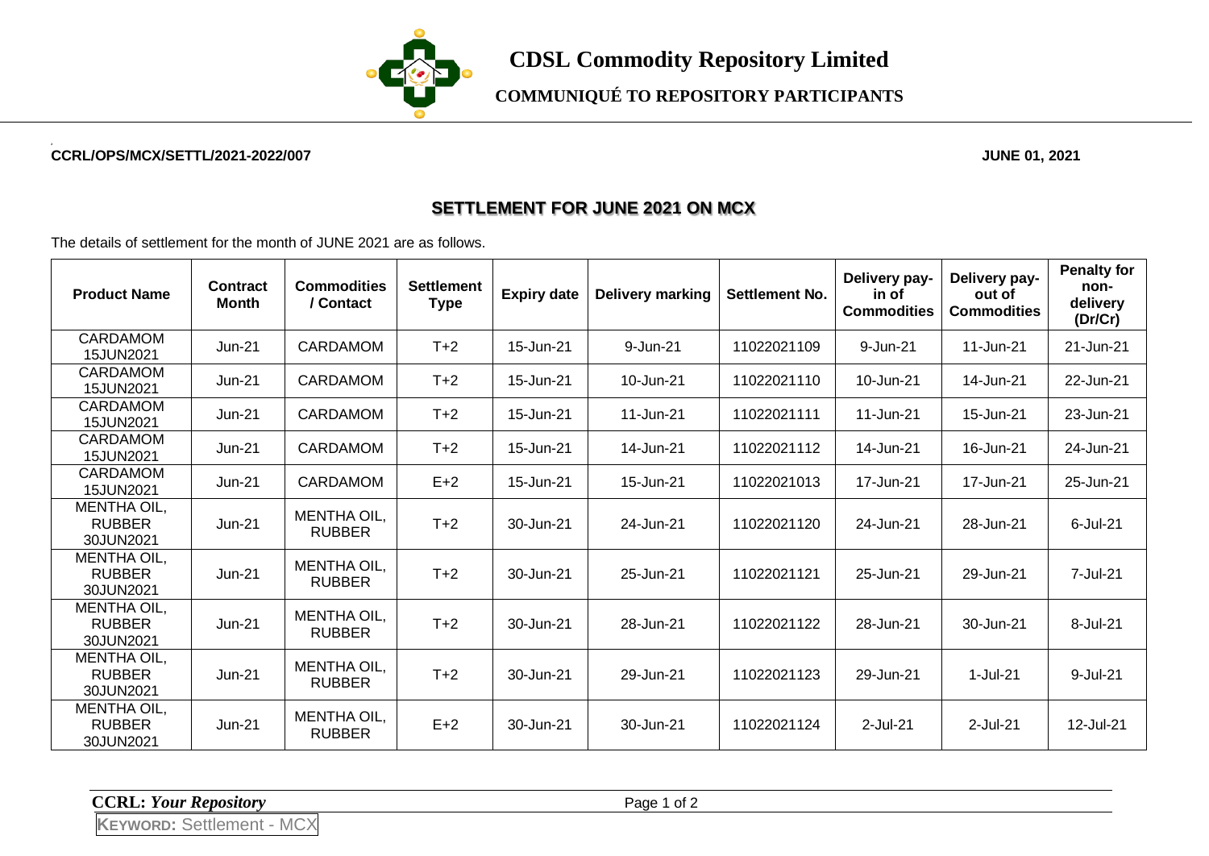# CDSL Commodity Repository Limited

## COMMUNIQUÉ TO REPOSITORY PARTICIPANTS

**CCRL/OPS/MCX/SETTL/2021-2022/007** **JUNE 01, 2021**

## SETTLEMENT FOR JUNE 2021 ON MCX

The details of settlement for the month of JUNE 2021 are as follows.

| Product Name | Contract Month | Commodities / Contact | Settlement Type | Expiry date | Delivery marking | Settlement No. | Delivery pay-in of Commodities | Delivery pay-out of Commodities | Penalty for non-delivery (Dr/Cr) |
|---|---|---|---|---|---|---|---|---|---|
| CARDAMOM 15JUN2021 | Jun-21 | CARDAMOM | T+2 | 15-Jun-21 | 9-Jun-21 | 11022021109 | 9-Jun-21 | 11-Jun-21 | 21-Jun-21 |
| CARDAMOM 15JUN2021 | Jun-21 | CARDAMOM | T+2 | 15-Jun-21 | 10-Jun-21 | 11022021110 | 10-Jun-21 | 14-Jun-21 | 22-Jun-21 |
| CARDAMOM 15JUN2021 | Jun-21 | CARDAMOM | T+2 | 15-Jun-21 | 11-Jun-21 | 11022021111 | 11-Jun-21 | 15-Jun-21 | 23-Jun-21 |
| CARDAMOM 15JUN2021 | Jun-21 | CARDAMOM | T+2 | 15-Jun-21 | 14-Jun-21 | 11022021112 | 14-Jun-21 | 16-Jun-21 | 24-Jun-21 |
| CARDAMOM 15JUN2021 | Jun-21 | CARDAMOM | E+2 | 15-Jun-21 | 15-Jun-21 | 11022021013 | 17-Jun-21 | 17-Jun-21 | 25-Jun-21 |
| MENTHA OIL, RUBBER 30JUN2021 | Jun-21 | MENTHA OIL, RUBBER | T+2 | 30-Jun-21 | 24-Jun-21 | 11022021120 | 24-Jun-21 | 28-Jun-21 | 6-Jul-21 |
| MENTHA OIL, RUBBER 30JUN2021 | Jun-21 | MENTHA OIL, RUBBER | T+2 | 30-Jun-21 | 25-Jun-21 | 11022021121 | 25-Jun-21 | 29-Jun-21 | 7-Jul-21 |
| MENTHA OIL, RUBBER 30JUN2021 | Jun-21 | MENTHA OIL, RUBBER | T+2 | 30-Jun-21 | 28-Jun-21 | 11022021122 | 28-Jun-21 | 30-Jun-21 | 8-Jul-21 |
| MENTHA OIL, RUBBER 30JUN2021 | Jun-21 | MENTHA OIL, RUBBER | T+2 | 30-Jun-21 | 29-Jun-21 | 11022021123 | 29-Jun-21 | 1-Jul-21 | 9-Jul-21 |
| MENTHA OIL, RUBBER 30JUN2021 | Jun-21 | MENTHA OIL, RUBBER | E+2 | 30-Jun-21 | 30-Jun-21 | 11022021124 | 2-Jul-21 | 2-Jul-21 | 12-Jul-21 |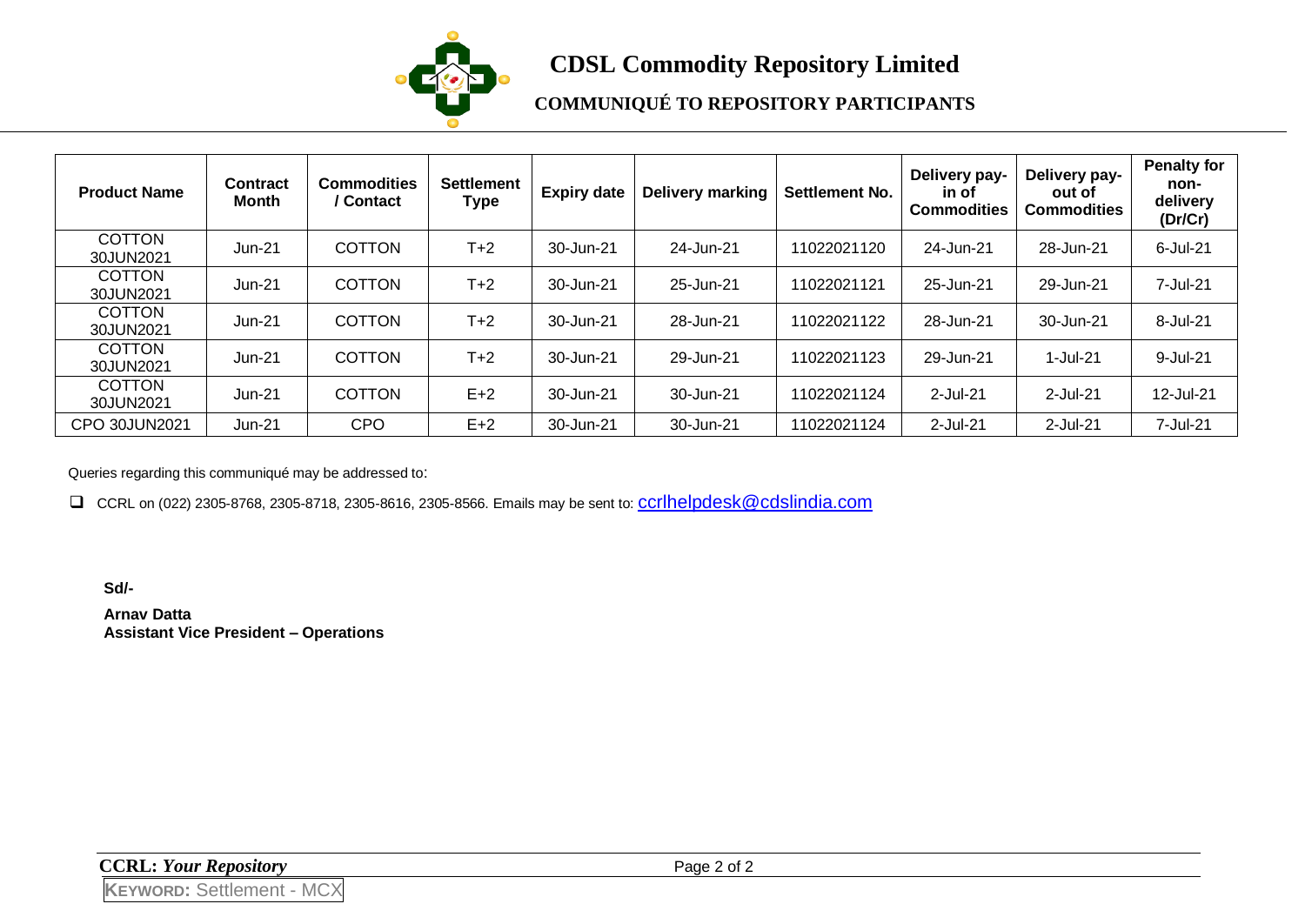# CDSL Commodity Repository Limited

## COMMUNIQUÉ TO REPOSITORY PARTICIPANTS

| Product Name | Contract Month | Commodities / Contact | Settlement Type | Expiry date | Delivery marking | Settlement No. | Delivery pay-in of Commodities | Delivery pay-out of Commodities | Penalty for non-delivery (Dr/Cr) |
|---|---|---|---|---|---|---|---|---|---|
| COTTON 30JUN2021 | Jun-21 | COTTON | T+2 | 30-Jun-21 | 24-Jun-21 | 11022021120 | 24-Jun-21 | 28-Jun-21 | 6-Jul-21 |
| COTTON 30JUN2021 | Jun-21 | COTTON | T+2 | 30-Jun-21 | 25-Jun-21 | 11022021121 | 25-Jun-21 | 29-Jun-21 | 7-Jul-21 |
| COTTON 30JUN2021 | Jun-21 | COTTON | T+2 | 30-Jun-21 | 28-Jun-21 | 11022021122 | 28-Jun-21 | 30-Jun-21 | 8-Jul-21 |
| COTTON 30JUN2021 | Jun-21 | COTTON | T+2 | 30-Jun-21 | 29-Jun-21 | 11022021123 | 29-Jun-21 | 1-Jul-21 | 9-Jul-21 |
| COTTON 30JUN2021 | Jun-21 | COTTON | E+2 | 30-Jun-21 | 30-Jun-21 | 11022021124 | 2-Jul-21 | 2-Jul-21 | 12-Jul-21 |
| CPO 30JUN2021 | Jun-21 | CPO | E+2 | 30-Jun-21 | 30-Jun-21 | 11022021124 | 2-Jul-21 | 2-Jul-21 | 7-Jul-21 |

Queries regarding this communiqué may be addressed to:

- CCRL on (022) 2305-8768, 2305-8718, 2305-8616, 2305-8566. Emails may be sent to: ccrlhelpdesk@cdslindia.com

**Sd/-**

**Arnav Datta**
**Assistant Vice President – Operations**

**CCRL:** ***Your Repository***

**KEYWORD:** Settlement - MCX